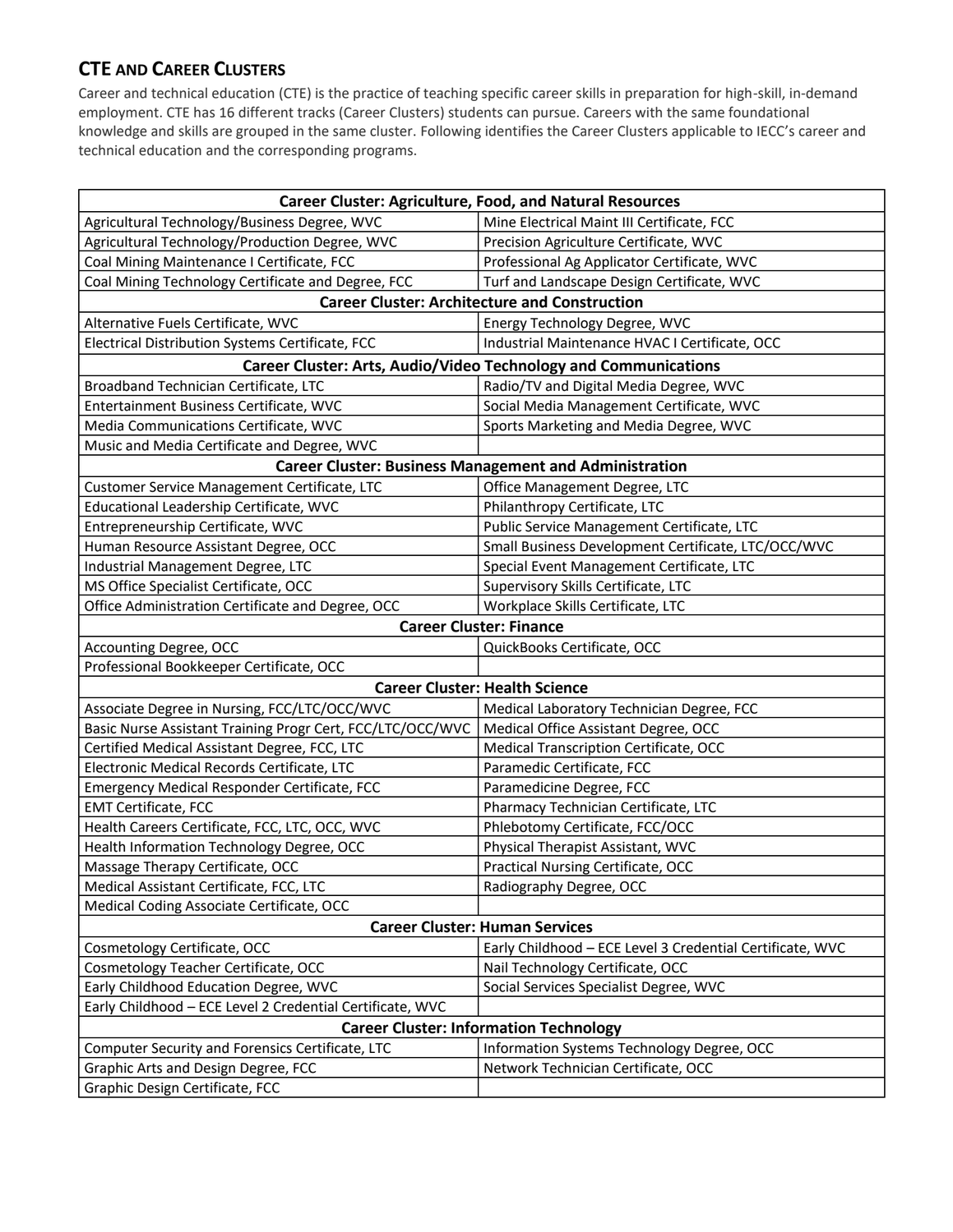## CTE and Career Clusters

Career and technical education (CTE) is the practice of teaching specific career skills in preparation for high-skill, in-demand employment. CTE has 16 different tracks (Career Clusters) students can pursue. Careers with the same foundational knowledge and skills are grouped in the same cluster. Following identifies the Career Clusters applicable to IECC's career and technical education and the corresponding programs.

| **Career Cluster: Agriculture, Food, and Natural Resources** | |
|---|---|
| Agricultural Technology/Business Degree, WVC | Mine Electrical Maint III Certificate, FCC |
| Agricultural Technology/Production Degree, WVC | Precision Agriculture Certificate, WVC |
| Coal Mining Maintenance I Certificate, FCC | Professional Ag Applicator Certificate, WVC |
| Coal Mining Technology Certificate and Degree, FCC | Turf and Landscape Design Certificate, WVC |
| **Career Cluster: Architecture and Construction** | |
| Alternative Fuels Certificate, WVC | Energy Technology Degree, WVC |
| Electrical Distribution Systems Certificate, FCC | Industrial Maintenance HVAC I Certificate, OCC |
| **Career Cluster: Arts, Audio/Video Technology and Communications** | |
| Broadband Technician Certificate, LTC | Radio/TV and Digital Media Degree, WVC |
| Entertainment Business Certificate, WVC | Social Media Management Certificate, WVC |
| Media Communications Certificate, WVC | Sports Marketing and Media Degree, WVC |
| Music and Media Certificate and Degree, WVC | |
| **Career Cluster: Business Management and Administration** | |
| Customer Service Management Certificate, LTC | Office Management Degree, LTC |
| Educational Leadership Certificate, WVC | Philanthropy Certificate, LTC |
| Entrepreneurship Certificate, WVC | Public Service Management Certificate, LTC |
| Human Resource Assistant Degree, OCC | Small Business Development Certificate, LTC/OCC/WVC |
| Industrial Management Degree, LTC | Special Event Management Certificate, LTC |
| MS Office Specialist Certificate, OCC | Supervisory Skills Certificate, LTC |
| Office Administration Certificate and Degree, OCC | Workplace Skills Certificate, LTC |
| **Career Cluster: Finance** | |
| Accounting Degree, OCC | QuickBooks Certificate, OCC |
| Professional Bookkeeper Certificate, OCC | |
| **Career Cluster: Health Science** | |
| Associate Degree in Nursing, FCC/LTC/OCC/WVC | Medical Laboratory Technician Degree, FCC |
| Basic Nurse Assistant Training Progr Cert, FCC/LTC/OCC/WVC | Medical Office Assistant Degree, OCC |
| Certified Medical Assistant Degree, FCC, LTC | Medical Transcription Certificate, OCC |
| Electronic Medical Records Certificate, LTC | Paramedic Certificate, FCC |
| Emergency Medical Responder Certificate, FCC | Paramedicine Degree, FCC |
| EMT Certificate, FCC | Pharmacy Technician Certificate, LTC |
| Health Careers Certificate, FCC, LTC, OCC, WVC | Phlebotomy Certificate, FCC/OCC |
| Health Information Technology Degree, OCC | Physical Therapist Assistant, WVC |
| Massage Therapy Certificate, OCC | Practical Nursing Certificate, OCC |
| Medical Assistant Certificate, FCC, LTC | Radiography Degree, OCC |
| Medical Coding Associate Certificate, OCC | |
| **Career Cluster: Human Services** | |
| Cosmetology Certificate, OCC | Early Childhood – ECE Level 3 Credential Certificate, WVC |
| Cosmetology Teacher Certificate, OCC | Nail Technology Certificate, OCC |
| Early Childhood Education Degree, WVC | Social Services Specialist Degree, WVC |
| Early Childhood – ECE Level 2 Credential Certificate, WVC | |
| **Career Cluster: Information Technology** | |
| Computer Security and Forensics Certificate, LTC | Information Systems Technology Degree, OCC |
| Graphic Arts and Design Degree, FCC | Network Technician Certificate, OCC |
| Graphic Design Certificate, FCC | |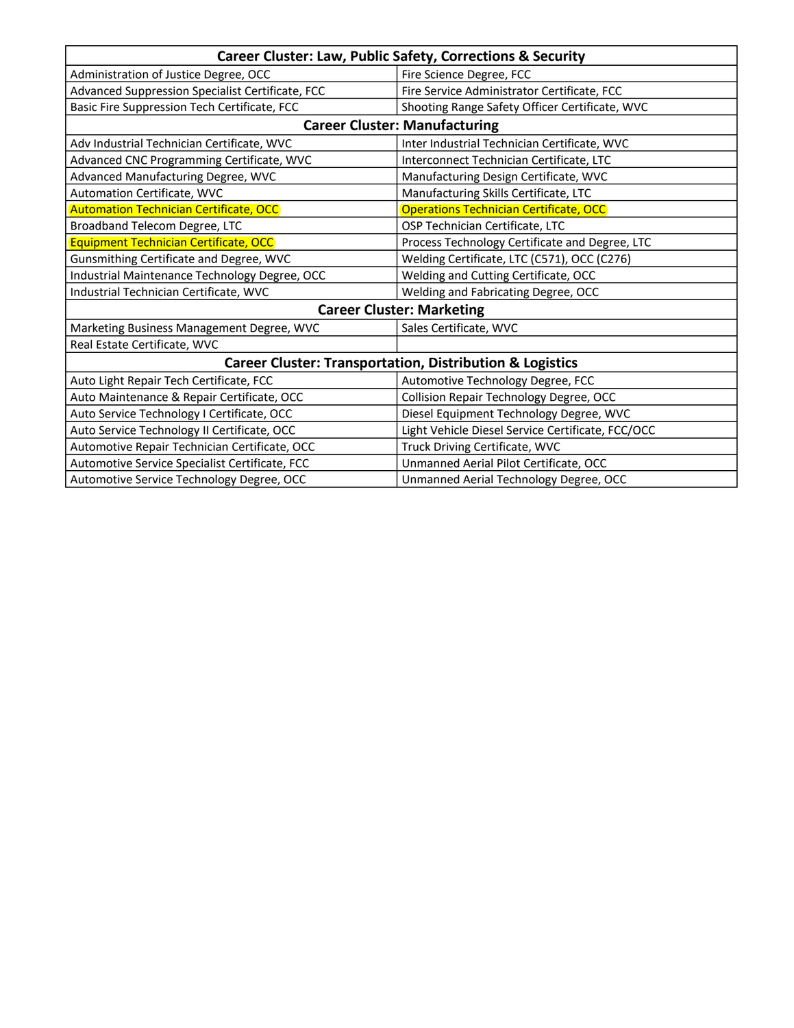| Career Cluster: Law, Public Safety, Corrections & Security | |
|---|---|
| Administration of Justice Degree, OCC | Fire Science Degree, FCC |
| Advanced Suppression Specialist Certificate, FCC | Fire Service Administrator Certificate, FCC |
| Basic Fire Suppression Tech Certificate, FCC | Shooting Range Safety Officer Certificate, WVC |
| **Career Cluster: Manufacturing** | |
| Adv Industrial Technician Certificate, WVC | Inter Industrial Technician Certificate, WVC |
| Advanced CNC Programming Certificate, WVC | Interconnect Technician Certificate, LTC |
| Advanced Manufacturing Degree, WVC | Manufacturing Design Certificate, WVC |
| Automation Certificate, WVC | Manufacturing Skills Certificate, LTC |
| Automation Technician Certificate, OCC | Operations Technician Certificate, OCC |
| Broadband Telecom Degree, LTC | OSP Technician Certificate, LTC |
| Equipment Technician Certificate, OCC | Process Technology Certificate and Degree, LTC |
| Gunsmithing Certificate and Degree, WVC | Welding Certificate, LTC (C571), OCC (C276) |
| Industrial Maintenance Technology Degree, OCC | Welding and Cutting Certificate, OCC |
| Industrial Technician Certificate, WVC | Welding and Fabricating Degree, OCC |
| **Career Cluster: Marketing** | |
| Marketing Business Management Degree, WVC | Sales Certificate, WVC |
| Real Estate Certificate, WVC | |
| **Career Cluster: Transportation, Distribution & Logistics** | |
| Auto Light Repair Tech Certificate, FCC | Automotive Technology Degree, FCC |
| Auto Maintenance & Repair Certificate, OCC | Collision Repair Technology Degree, OCC |
| Auto Service Technology I Certificate, OCC | Diesel Equipment Technology Degree, WVC |
| Auto Service Technology II Certificate, OCC | Light Vehicle Diesel Service Certificate, FCC/OCC |
| Automotive Repair Technician Certificate, OCC | Truck Driving Certificate, WVC |
| Automotive Service Specialist Certificate, FCC | Unmanned Aerial Pilot Certificate, OCC |
| Automotive Service Technology Degree, OCC | Unmanned Aerial Technology Degree, OCC |